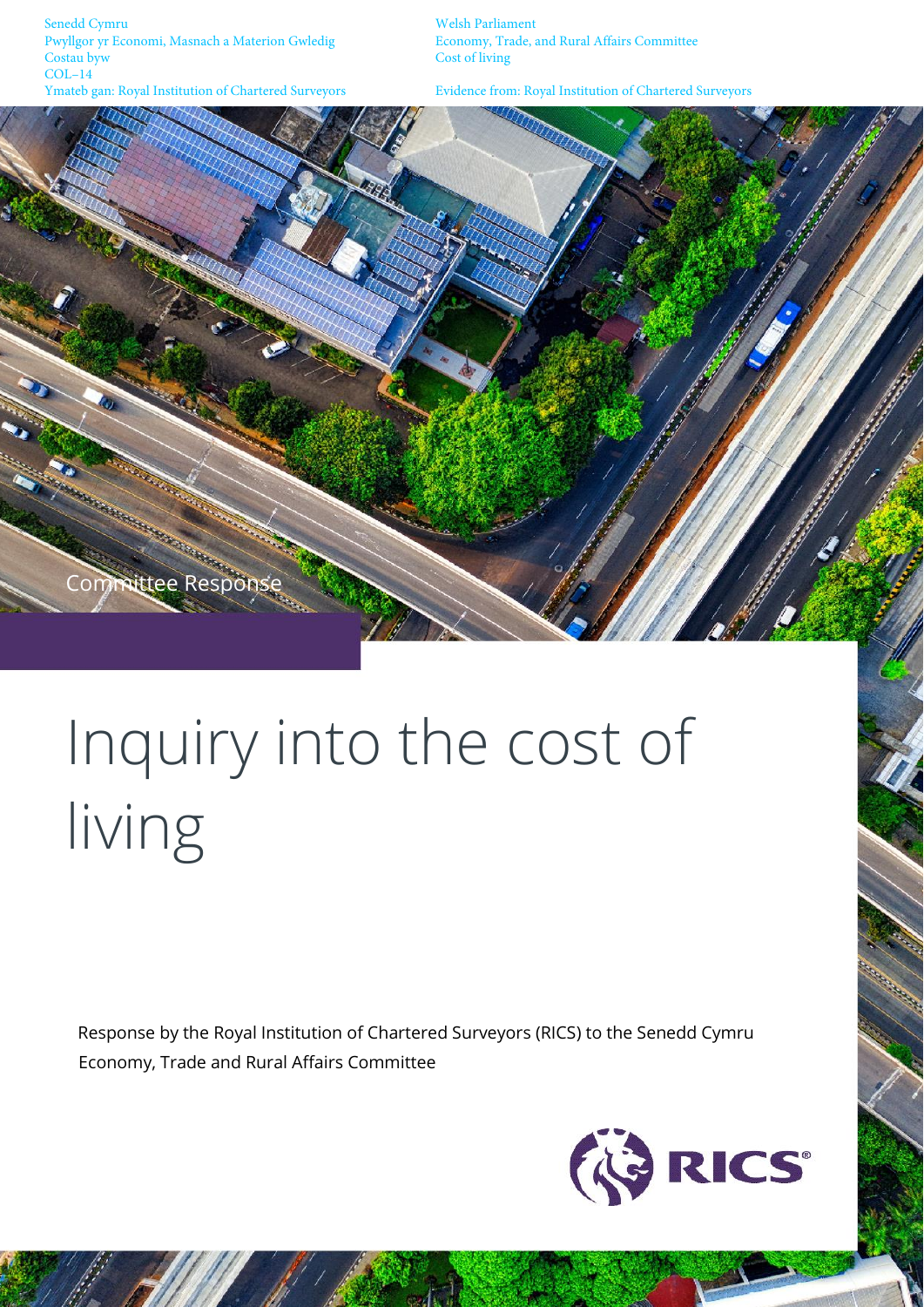Senedd Cymru
Pwyllgor yr Economi, Masnach a Materion Gwledig
Costau byw
COL–14
Ymateb gan: Royal Institution of Chartered Surveyors

Welsh Parliament
Economy, Trade, and Rural Affairs Committee
Cost of living
Evidence from: Royal Institution of Chartered Surveyors

Committee Response

# Inquiry into the cost of living

Response by the Royal Institution of Chartered Surveyors (RICS) to the Senedd Cymru Economy, Trade and Rural Affairs Committee

RICS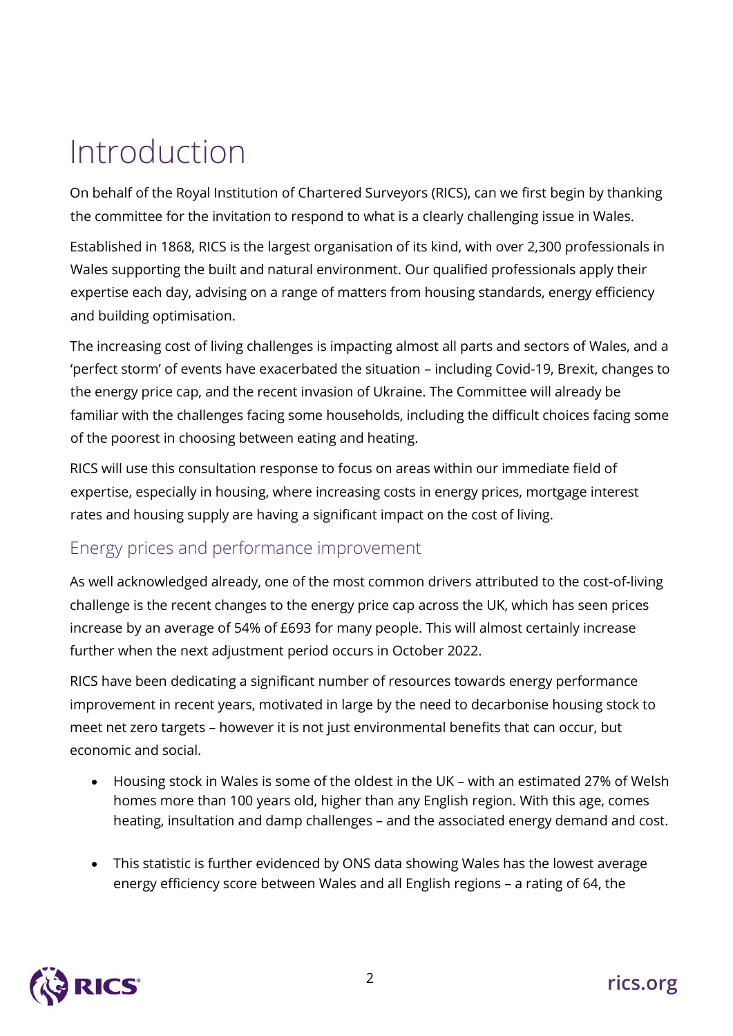# Introduction

On behalf of the Royal Institution of Chartered Surveyors (RICS), can we first begin by thanking the committee for the invitation to respond to what is a clearly challenging issue in Wales.

Established in 1868, RICS is the largest organisation of its kind, with over 2,300 professionals in Wales supporting the built and natural environment. Our qualified professionals apply their expertise each day, advising on a range of matters from housing standards, energy efficiency and building optimisation.

The increasing cost of living challenges is impacting almost all parts and sectors of Wales, and a 'perfect storm' of events have exacerbated the situation – including Covid-19, Brexit, changes to the energy price cap, and the recent invasion of Ukraine. The Committee will already be familiar with the challenges facing some households, including the difficult choices facing some of the poorest in choosing between eating and heating.

RICS will use this consultation response to focus on areas within our immediate field of expertise, especially in housing, where increasing costs in energy prices, mortgage interest rates and housing supply are having a significant impact on the cost of living.

## Energy prices and performance improvement

As well acknowledged already, one of the most common drivers attributed to the cost-of-living challenge is the recent changes to the energy price cap across the UK, which has seen prices increase by an average of 54% of £693 for many people. This will almost certainly increase further when the next adjustment period occurs in October 2022.

RICS have been dedicating a significant number of resources towards energy performance improvement in recent years, motivated in large by the need to decarbonise housing stock to meet net zero targets – however it is not just environmental benefits that can occur, but economic and social.

- Housing stock in Wales is some of the oldest in the UK – with an estimated 27% of Welsh homes more than 100 years old, higher than any English region. With this age, comes heating, insultation and damp challenges – and the associated energy demand and cost.

- This statistic is further evidenced by ONS data showing Wales has the lowest average energy efficiency score between Wales and all English regions – a rating of 64, the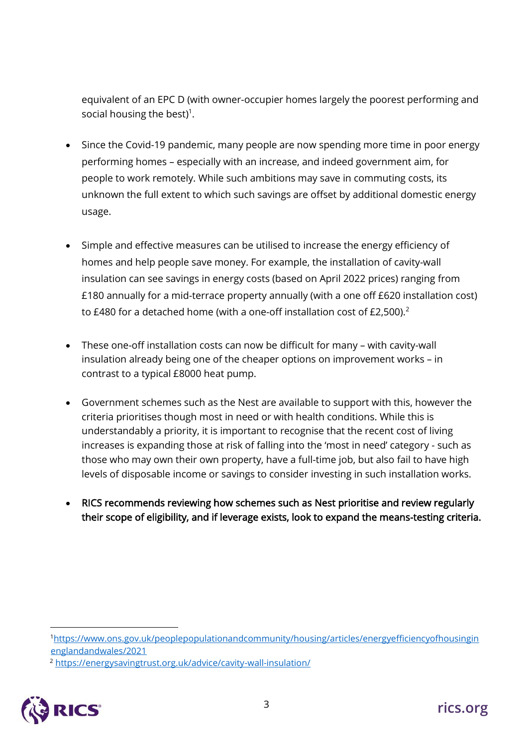equivalent of an EPC D (with owner-occupier homes largely the poorest performing and social housing the best)[1].

- Since the Covid-19 pandemic, many people are now spending more time in poor energy performing homes – especially with an increase, and indeed government aim, for people to work remotely. While such ambitions may save in commuting costs, its unknown the full extent to which such savings are offset by additional domestic energy usage.

- Simple and effective measures can be utilised to increase the energy efficiency of homes and help people save money. For example, the installation of cavity-wall insulation can see savings in energy costs (based on April 2022 prices) ranging from £180 annually for a mid-terrace property annually (with a one off £620 installation cost) to £480 for a detached home (with a one-off installation cost of £2,500).[2]

- These one-off installation costs can now be difficult for many – with cavity-wall insulation already being one of the cheaper options on improvement works – in contrast to a typical £8000 heat pump.

- Government schemes such as the Nest are available to support with this, however the criteria prioritises though most in need or with health conditions. While this is understandably a priority, it is important to recognise that the recent cost of living increases is expanding those at risk of falling into the 'most in need' category - such as those who may own their own property, have a full-time job, but also fail to have high levels of disposable income or savings to consider investing in such installation works.

- **RICS recommends reviewing how schemes such as Nest prioritise and review regularly their scope of eligibility, and if leverage exists, look to expand the means-testing criteria.**

---

[1] https://www.ons.gov.uk/peoplepopulationandcommunity/housing/articles/energyefficiencyofhousinginenglandandwales/2021

[2] https://energysavingtrust.org.uk/advice/cavity-wall-insulation/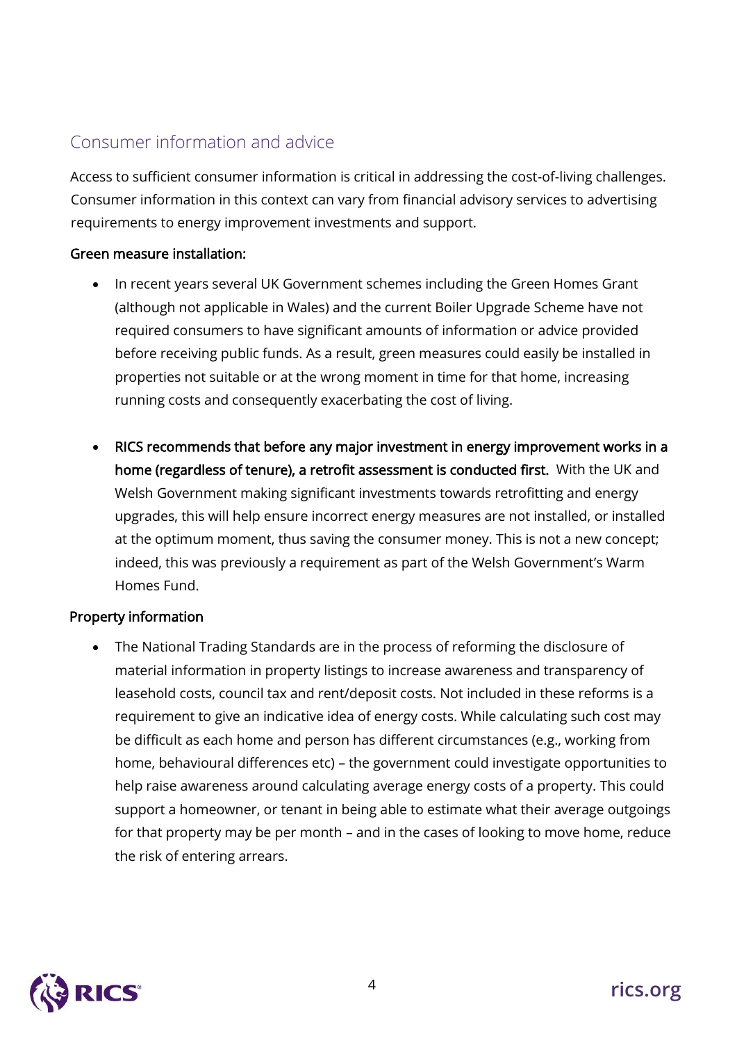## Consumer information and advice

Access to sufficient consumer information is critical in addressing the cost-of-living challenges. Consumer information in this context can vary from financial advisory services to advertising requirements to energy improvement investments and support.

**Green measure installation:**

- In recent years several UK Government schemes including the Green Homes Grant (although not applicable in Wales) and the current Boiler Upgrade Scheme have not required consumers to have significant amounts of information or advice provided before receiving public funds. As a result, green measures could easily be installed in properties not suitable or at the wrong moment in time for that home, increasing running costs and consequently exacerbating the cost of living.

- **RICS recommends that before any major investment in energy improvement works in a home (regardless of tenure), a retrofit assessment is conducted first.** With the UK and Welsh Government making significant investments towards retrofitting and energy upgrades, this will help ensure incorrect energy measures are not installed, or installed at the optimum moment, thus saving the consumer money. This is not a new concept; indeed, this was previously a requirement as part of the Welsh Government's Warm Homes Fund.

**Property information**

- The National Trading Standards are in the process of reforming the disclosure of material information in property listings to increase awareness and transparency of leasehold costs, council tax and rent/deposit costs. Not included in these reforms is a requirement to give an indicative idea of energy costs. While calculating such cost may be difficult as each home and person has different circumstances (e.g., working from home, behavioural differences etc) – the government could investigate opportunities to help raise awareness around calculating average energy costs of a property. This could support a homeowner, or tenant in being able to estimate what their average outgoings for that property may be per month – and in the cases of looking to move home, reduce the risk of entering arrears.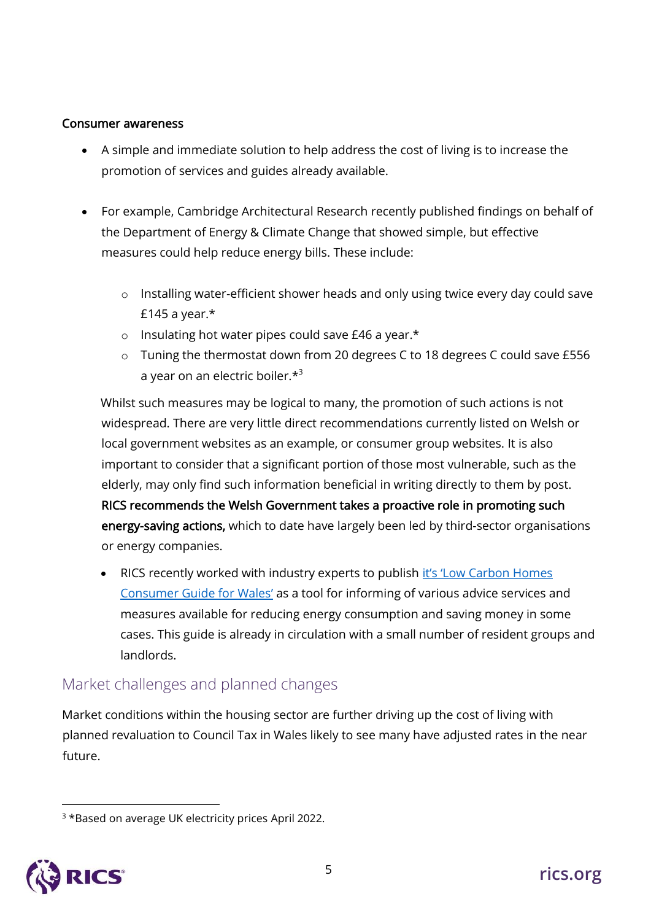**Consumer awareness**

- A simple and immediate solution to help address the cost of living is to increase the promotion of services and guides already available.

- For example, Cambridge Architectural Research recently published findings on behalf of the Department of Energy & Climate Change that showed simple, but effective measures could help reduce energy bills. These include:

    - Installing water-efficient shower heads and only using twice every day could save £145 a year.*
    - Insulating hot water pipes could save £46 a year.*
    - Tuning the thermostat down from 20 degrees C to 18 degrees C could save £556 a year on an electric boiler.*[3]

  Whilst such measures may be logical to many, the promotion of such actions is not widespread. There are very little direct recommendations currently listed on Welsh or local government websites as an example, or consumer group websites. It is also important to consider that a significant portion of those most vulnerable, such as the elderly, may only find such information beneficial in writing directly to them by post. **RICS recommends the Welsh Government takes a proactive role in promoting such energy-saving actions,** which to date have largely been led by third-sector organisations or energy companies.

  - RICS recently worked with industry experts to publish [it's 'Low Carbon Homes Consumer Guide for Wales'] as a tool for informing of various advice services and measures available for reducing energy consumption and saving money in some cases. This guide is already in circulation with a small number of resident groups and landlords.

## Market challenges and planned changes

Market conditions within the housing sector are further driving up the cost of living with planned revaluation to Council Tax in Wales likely to see many have adjusted rates in the near future.

[3] *Based on average UK electricity prices April 2022.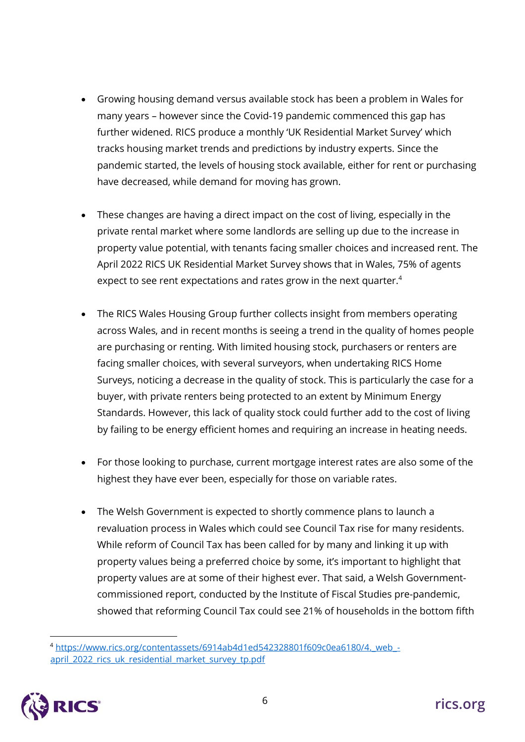- Growing housing demand versus available stock has been a problem in Wales for many years – however since the Covid-19 pandemic commenced this gap has further widened. RICS produce a monthly 'UK Residential Market Survey' which tracks housing market trends and predictions by industry experts. Since the pandemic started, the levels of housing stock available, either for rent or purchasing have decreased, while demand for moving has grown.

- These changes are having a direct impact on the cost of living, especially in the private rental market where some landlords are selling up due to the increase in property value potential, with tenants facing smaller choices and increased rent. The April 2022 RICS UK Residential Market Survey shows that in Wales, 75% of agents expect to see rent expectations and rates grow in the next quarter.[4]

- The RICS Wales Housing Group further collects insight from members operating across Wales, and in recent months is seeing a trend in the quality of homes people are purchasing or renting. With limited housing stock, purchasers or renters are facing smaller choices, with several surveyors, when undertaking RICS Home Surveys, noticing a decrease in the quality of stock. This is particularly the case for a buyer, with private renters being protected to an extent by Minimum Energy Standards. However, this lack of quality stock could further add to the cost of living by failing to be energy efficient homes and requiring an increase in heating needs.

- For those looking to purchase, current mortgage interest rates are also some of the highest they have ever been, especially for those on variable rates.

- The Welsh Government is expected to shortly commence plans to launch a revaluation process in Wales which could see Council Tax rise for many residents. While reform of Council Tax has been called for by many and linking it up with property values being a preferred choice by some, it's important to highlight that property values are at some of their highest ever. That said, a Welsh Government-commissioned report, conducted by the Institute of Fiscal Studies pre-pandemic, showed that reforming Council Tax could see 21% of households in the bottom fifth

[4] https://www.rics.org/contentassets/6914ab4d1ed542328801f609c0ea6180/4._web_-april_2022_rics_uk_residential_market_survey_tp.pdf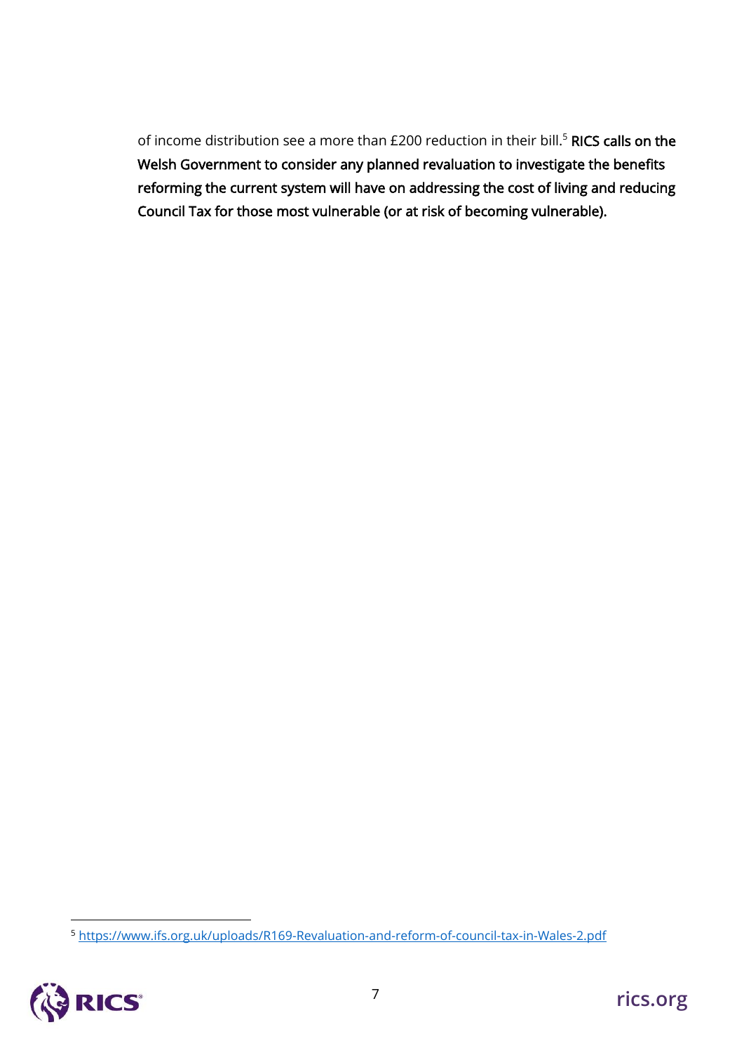of income distribution see a more than £200 reduction in their bill.[5] **RICS calls on the Welsh Government to consider any planned revaluation to investigate the benefits reforming the current system will have on addressing the cost of living and reducing Council Tax for those most vulnerable (or at risk of becoming vulnerable).**

[5] https://www.ifs.org.uk/uploads/R169-Revaluation-and-reform-of-council-tax-in-Wales-2.pdf